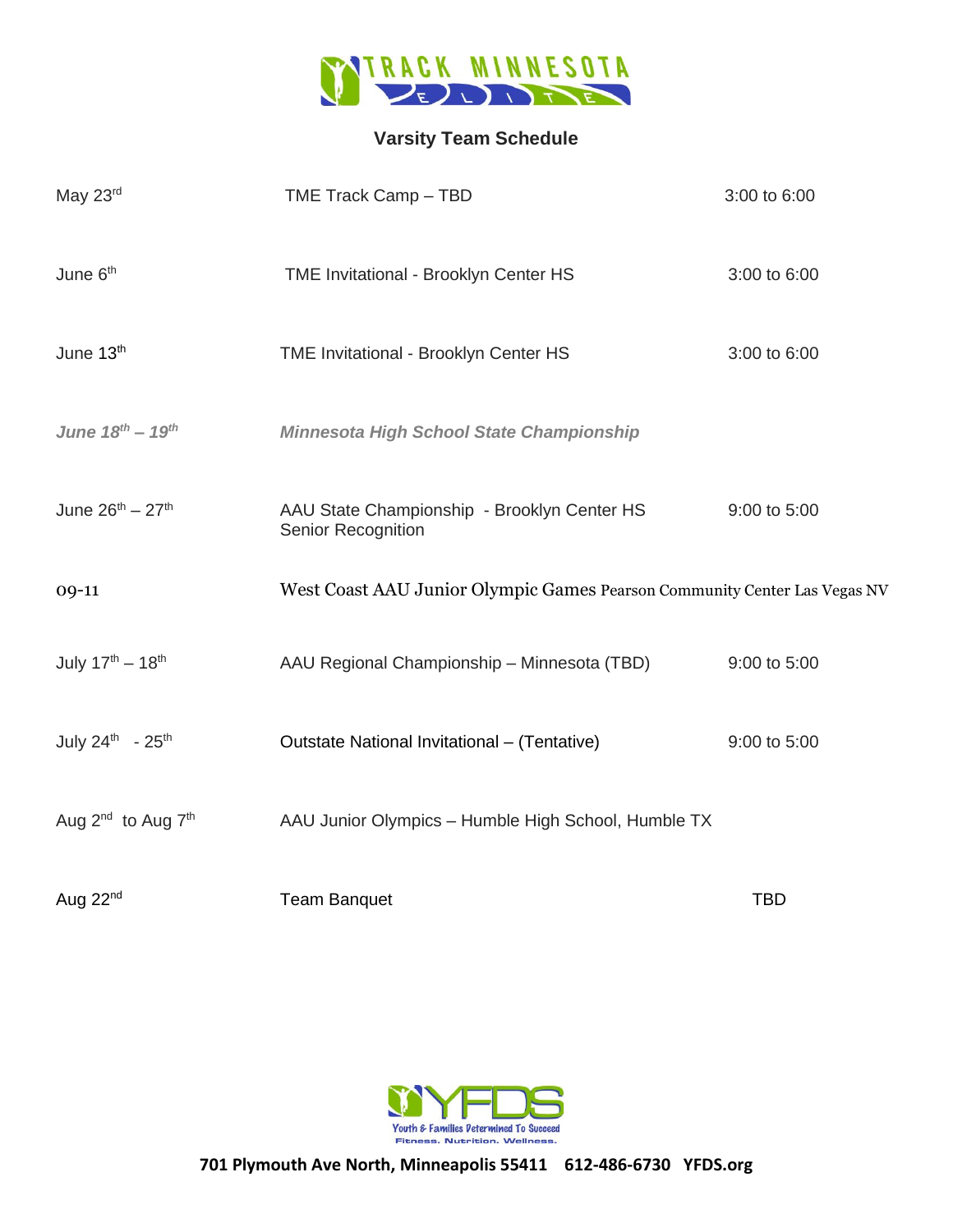TRACK MINNESOTA ELITE

## Varsity Team Schedule

| Date | Event | Time |
|---|---|---|
| May 23rd | TME Track Camp – TBD | 3:00 to 6:00 |
| June 6th | TME Invitational - Brooklyn Center HS | 3:00 to 6:00 |
| June 13th | TME Invitational - Brooklyn Center HS | 3:00 to 6:00 |
| *June 18th – 19th* | *Minnesota High School State Championship* | |
| June 26th – 27th | AAU State Championship - Brooklyn Center HS<br>Senior Recognition | 9:00 to 5:00 |
| 09-11 | West Coast AAU Junior Olympic Games Pearson Community Center Las Vegas NV | |
| July 17th – 18th | AAU Regional Championship – Minnesota (TBD) | 9:00 to 5:00 |
| July 24th - 25th | Outstate National Invitational – (Tentative) | 9:00 to 5:00 |
| Aug 2nd to Aug 7th | AAU Junior Olympics – Humble High School, Humble TX | |
| Aug 22nd | Team Banquet | TBD |

YFDS
Youth & Families Determined To Succeed
Fitness. Nutrition. Wellness.

**701 Plymouth Ave North, Minneapolis 55411 612-486-6730 YFDS.org**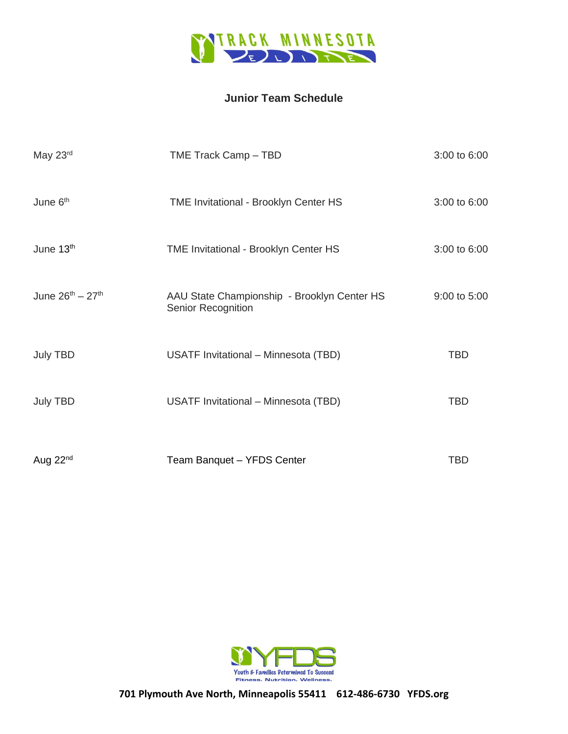TRACK MINNESOTA ELITE

## Junior Team Schedule

| | | |
|---|---|---|
| May 23rd | TME Track Camp – TBD | 3:00 to 6:00 |
| June 6th | TME Invitational - Brooklyn Center HS | 3:00 to 6:00 |
| June 13th | TME Invitational - Brooklyn Center HS | 3:00 to 6:00 |
| June 26th – 27th | AAU State Championship - Brooklyn Center HS<br>Senior Recognition | 9:00 to 5:00 |
| July TBD | USATF Invitational – Minnesota (TBD) | TBD |
| July TBD | USATF Invitational – Minnesota (TBD) | TBD |
| Aug 22nd | Team Banquet – YFDS Center | TBD |

YFDS
Youth & Families Determined To Succeed
Fitness. Nutrition. Wellness.

**701 Plymouth Ave North, Minneapolis 55411 612-486-6730 YFDS.org**